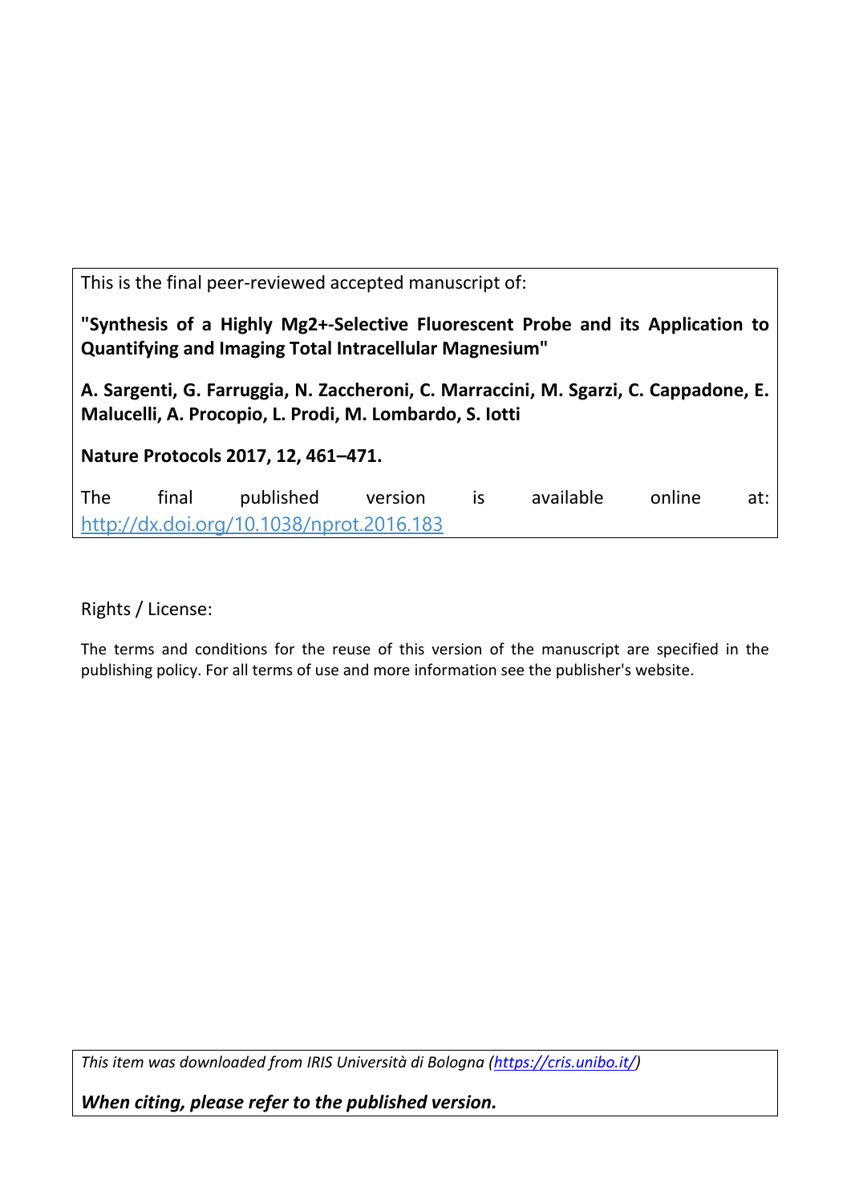This is the final peer-reviewed accepted manuscript of:

**"Synthesis of a Highly Mg2+-Selective Fluorescent Probe and its Application to Quantifying and Imaging Total Intracellular Magnesium"**

**A. Sargenti, G. Farruggia, N. Zaccheroni, C. Marraccini, M. Sgarzi, C. Cappadone, E. Malucelli, A. Procopio, L. Prodi, M. Lombardo, S. Iotti**

**Nature Protocols 2017, 12, 461–471.**

The final published version is available online at: http://dx.doi.org/10.1038/nprot.2016.183

Rights / License:

The terms and conditions for the reuse of this version of the manuscript are specified in the publishing policy. For all terms of use and more information see the publisher's website.

*This item was downloaded from IRIS Università di Bologna (https://cris.unibo.it/)*

***When citing, please refer to the published version.***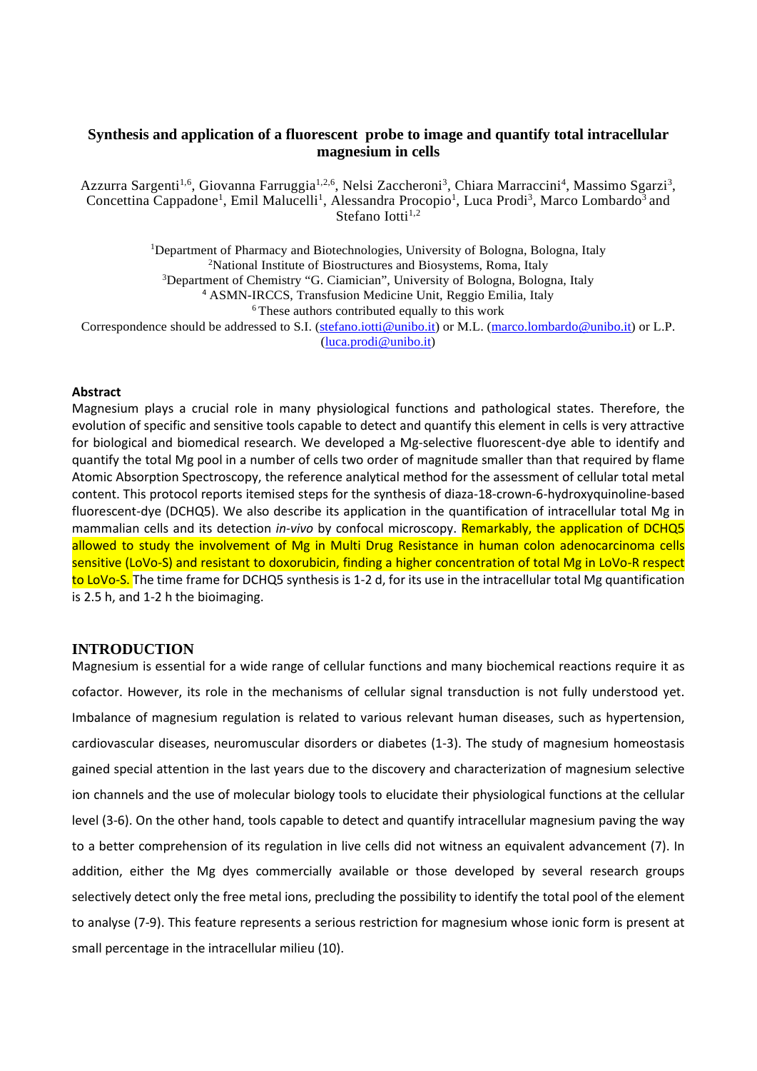# Synthesis and application of a fluorescent probe to image and quantify total intracellular magnesium in cells

Azzurra Sargenti[1,6], Giovanna Farruggia[1,2,6], Nelsi Zaccheroni[3], Chiara Marraccini[4], Massimo Sgarzi[3], Concettina Cappadone[1], Emil Malucelli[1], Alessandra Procopio[1], Luca Prodi[3], Marco Lombardo[3] and Stefano Iotti[1,2]

[1]Department of Pharmacy and Biotechnologies, University of Bologna, Bologna, Italy
[2]National Institute of Biostructures and Biosystems, Roma, Italy
[3]Department of Chemistry "G. Ciamician", University of Bologna, Bologna, Italy
[4] ASMN-IRCCS, Transfusion Medicine Unit, Reggio Emilia, Italy
[6] These authors contributed equally to this work

Correspondence should be addressed to S.I. (stefano.iotti@unibo.it) or M.L. (marco.lombardo@unibo.it) or L.P. (luca.prodi@unibo.it)

**Abstract**

Magnesium plays a crucial role in many physiological functions and pathological states. Therefore, the evolution of specific and sensitive tools capable to detect and quantify this element in cells is very attractive for biological and biomedical research. We developed a Mg-selective fluorescent-dye able to identify and quantify the total Mg pool in a number of cells two order of magnitude smaller than that required by flame Atomic Absorption Spectroscopy, the reference analytical method for the assessment of cellular total metal content. This protocol reports itemised steps for the synthesis of diaza-18-crown-6-hydroxyquinoline-based fluorescent-dye (DCHQ5). We also describe its application in the quantification of intracellular total Mg in mammalian cells and its detection *in-vivo* by confocal microscopy. Remarkably, the application of DCHQ5 allowed to study the involvement of Mg in Multi Drug Resistance in human colon adenocarcinoma cells sensitive (LoVo-S) and resistant to doxorubicin, finding a higher concentration of total Mg in LoVo-R respect to LoVo-S. The time frame for DCHQ5 synthesis is 1-2 d, for its use in the intracellular total Mg quantification is 2.5 h, and 1-2 h the bioimaging.

## INTRODUCTION

Magnesium is essential for a wide range of cellular functions and many biochemical reactions require it as cofactor. However, its role in the mechanisms of cellular signal transduction is not fully understood yet. Imbalance of magnesium regulation is related to various relevant human diseases, such as hypertension, cardiovascular diseases, neuromuscular disorders or diabetes (1-3). The study of magnesium homeostasis gained special attention in the last years due to the discovery and characterization of magnesium selective ion channels and the use of molecular biology tools to elucidate their physiological functions at the cellular level (3-6). On the other hand, tools capable to detect and quantify intracellular magnesium paving the way to a better comprehension of its regulation in live cells did not witness an equivalent advancement (7). In addition, either the Mg dyes commercially available or those developed by several research groups selectively detect only the free metal ions, precluding the possibility to identify the total pool of the element to analyse (7-9). This feature represents a serious restriction for magnesium whose ionic form is present at small percentage in the intracellular milieu (10).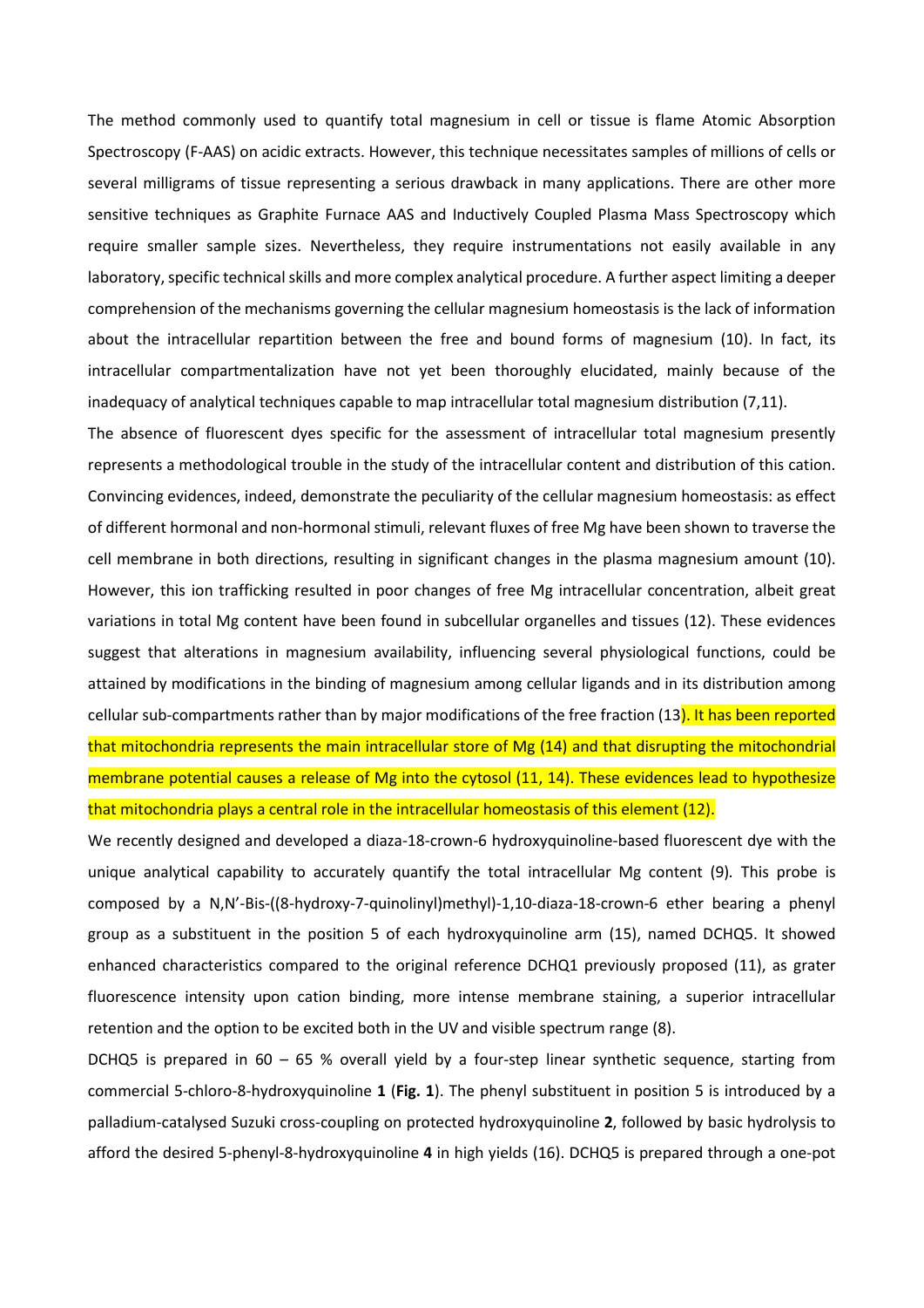The method commonly used to quantify total magnesium in cell or tissue is flame Atomic Absorption Spectroscopy (F-AAS) on acidic extracts. However, this technique necessitates samples of millions of cells or several milligrams of tissue representing a serious drawback in many applications. There are other more sensitive techniques as Graphite Furnace AAS and Inductively Coupled Plasma Mass Spectroscopy which require smaller sample sizes. Nevertheless, they require instrumentations not easily available in any laboratory, specific technical skills and more complex analytical procedure. A further aspect limiting a deeper comprehension of the mechanisms governing the cellular magnesium homeostasis is the lack of information about the intracellular repartition between the free and bound forms of magnesium (10). In fact, its intracellular compartmentalization have not yet been thoroughly elucidated, mainly because of the inadequacy of analytical techniques capable to map intracellular total magnesium distribution (7,11).

The absence of fluorescent dyes specific for the assessment of intracellular total magnesium presently represents a methodological trouble in the study of the intracellular content and distribution of this cation. Convincing evidences, indeed, demonstrate the peculiarity of the cellular magnesium homeostasis: as effect of different hormonal and non-hormonal stimuli, relevant fluxes of free Mg have been shown to traverse the cell membrane in both directions, resulting in significant changes in the plasma magnesium amount (10). However, this ion trafficking resulted in poor changes of free Mg intracellular concentration, albeit great variations in total Mg content have been found in subcellular organelles and tissues (12). These evidences suggest that alterations in magnesium availability, influencing several physiological functions, could be attained by modifications in the binding of magnesium among cellular ligands and in its distribution among cellular sub-compartments rather than by major modifications of the free fraction (13). It has been reported that mitochondria represents the main intracellular store of Mg (14) and that disrupting the mitochondrial membrane potential causes a release of Mg into the cytosol (11, 14). These evidences lead to hypothesize that mitochondria plays a central role in the intracellular homeostasis of this element (12).

We recently designed and developed a diaza-18-crown-6 hydroxyquinoline-based fluorescent dye with the unique analytical capability to accurately quantify the total intracellular Mg content (9). This probe is composed by a N,N'-Bis-((8-hydroxy-7-quinolinyl)methyl)-1,10-diaza-18-crown-6 ether bearing a phenyl group as a substituent in the position 5 of each hydroxyquinoline arm (15), named DCHQ5. It showed enhanced characteristics compared to the original reference DCHQ1 previously proposed (11), as grater fluorescence intensity upon cation binding, more intense membrane staining, a superior intracellular retention and the option to be excited both in the UV and visible spectrum range (8).

DCHQ5 is prepared in 60 – 65 % overall yield by a four-step linear synthetic sequence, starting from commercial 5-chloro-8-hydroxyquinoline **1** (**Fig. 1**). The phenyl substituent in position 5 is introduced by a palladium-catalysed Suzuki cross-coupling on protected hydroxyquinoline **2**, followed by basic hydrolysis to afford the desired 5-phenyl-8-hydroxyquinoline **4** in high yields (16). DCHQ5 is prepared through a one-pot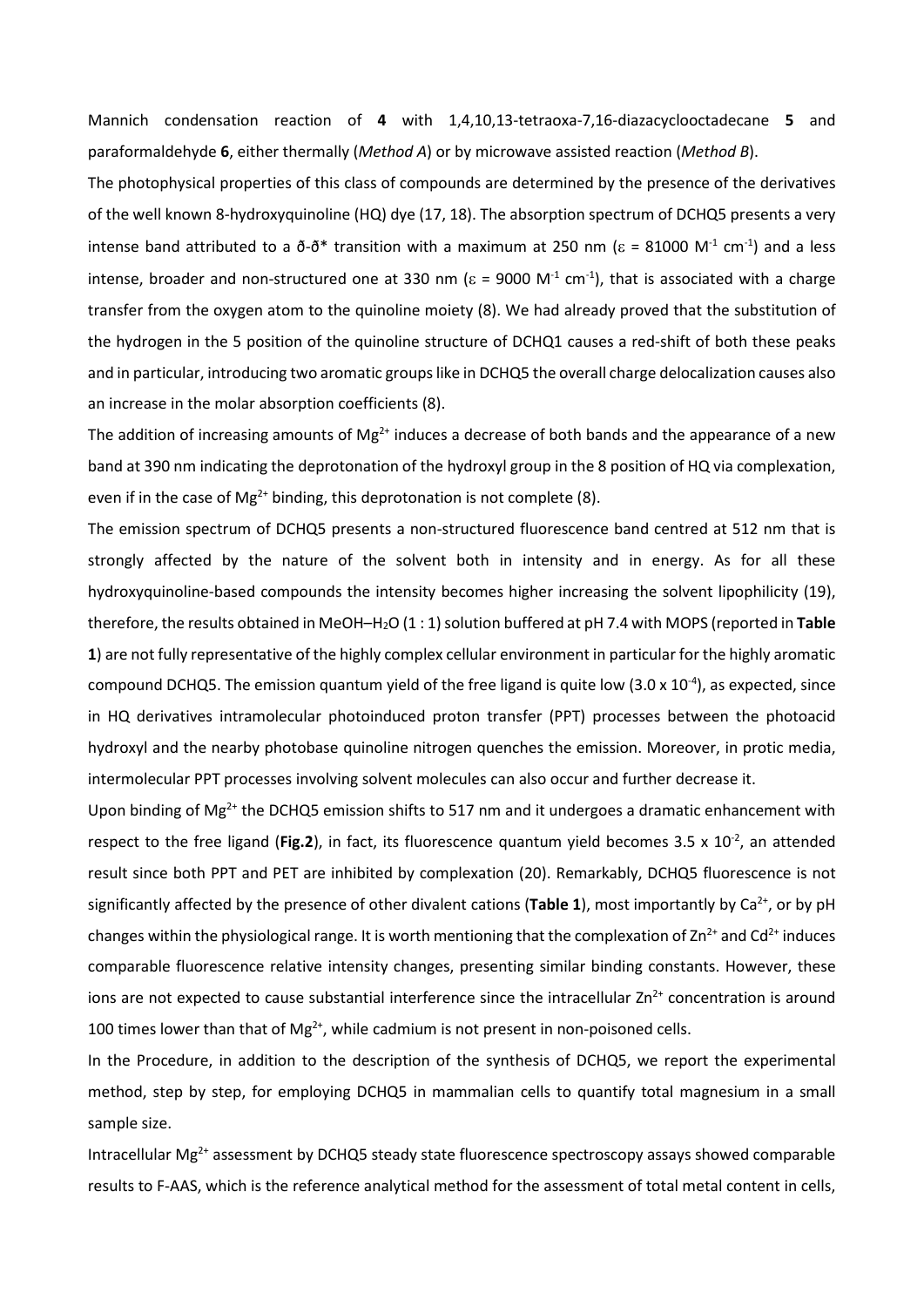Mannich condensation reaction of **4** with 1,4,10,13-tetraoxa-7,16-diazacyclooctadecane **5** and paraformaldehyde **6**, either thermally (*Method A*) or by microwave assisted reaction (*Method B*).

The photophysical properties of this class of compounds are determined by the presence of the derivatives of the well known 8-hydroxyquinoline (HQ) dye (17, 18). The absorption spectrum of DCHQ5 presents a very intense band attributed to a ð-ð* transition with a maximum at 250 nm ($\varepsilon$ = 81000 $M^{-1}$ $cm^{-1}$) and a less intense, broader and non-structured one at 330 nm ($\varepsilon$ = 9000 $M^{-1}$ $cm^{-1}$), that is associated with a charge transfer from the oxygen atom to the quinoline moiety (8). We had already proved that the substitution of the hydrogen in the 5 position of the quinoline structure of DCHQ1 causes a red-shift of both these peaks and in particular, introducing two aromatic groups like in DCHQ5 the overall charge delocalization causes also an increase in the molar absorption coefficients (8).

The addition of increasing amounts of $Mg^{2+}$ induces a decrease of both bands and the appearance of a new band at 390 nm indicating the deprotonation of the hydroxyl group in the 8 position of HQ via complexation, even if in the case of $Mg^{2+}$ binding, this deprotonation is not complete (8).

The emission spectrum of DCHQ5 presents a non-structured fluorescence band centred at 512 nm that is strongly affected by the nature of the solvent both in intensity and in energy. As for all these hydroxyquinoline-based compounds the intensity becomes higher increasing the solvent lipophilicity (19), therefore, the results obtained in MeOH–$H_2O$ (1 : 1) solution buffered at pH 7.4 with MOPS (reported in **Table 1**) are not fully representative of the highly complex cellular environment in particular for the highly aromatic compound DCHQ5. The emission quantum yield of the free ligand is quite low ($3.0 \times 10^{-4}$), as expected, since in HQ derivatives intramolecular photoinduced proton transfer (PPT) processes between the photoacid hydroxyl and the nearby photobase quinoline nitrogen quenches the emission. Moreover, in protic media, intermolecular PPT processes involving solvent molecules can also occur and further decrease it.

Upon binding of $Mg^{2+}$ the DCHQ5 emission shifts to 517 nm and it undergoes a dramatic enhancement with respect to the free ligand (**Fig.2**), in fact, its fluorescence quantum yield becomes $3.5 \times 10^{-2}$, an attended result since both PPT and PET are inhibited by complexation (20). Remarkably, DCHQ5 fluorescence is not significantly affected by the presence of other divalent cations (**Table 1**), most importantly by $Ca^{2+}$, or by pH changes within the physiological range. It is worth mentioning that the complexation of $Zn^{2+}$ and $Cd^{2+}$ induces comparable fluorescence relative intensity changes, presenting similar binding constants. However, these ions are not expected to cause substantial interference since the intracellular $Zn^{2+}$ concentration is around 100 times lower than that of $Mg^{2+}$, while cadmium is not present in non-poisoned cells.

In the Procedure, in addition to the description of the synthesis of DCHQ5, we report the experimental method, step by step, for employing DCHQ5 in mammalian cells to quantify total magnesium in a small sample size.

Intracellular $Mg^{2+}$ assessment by DCHQ5 steady state fluorescence spectroscopy assays showed comparable results to F-AAS, which is the reference analytical method for the assessment of total metal content in cells,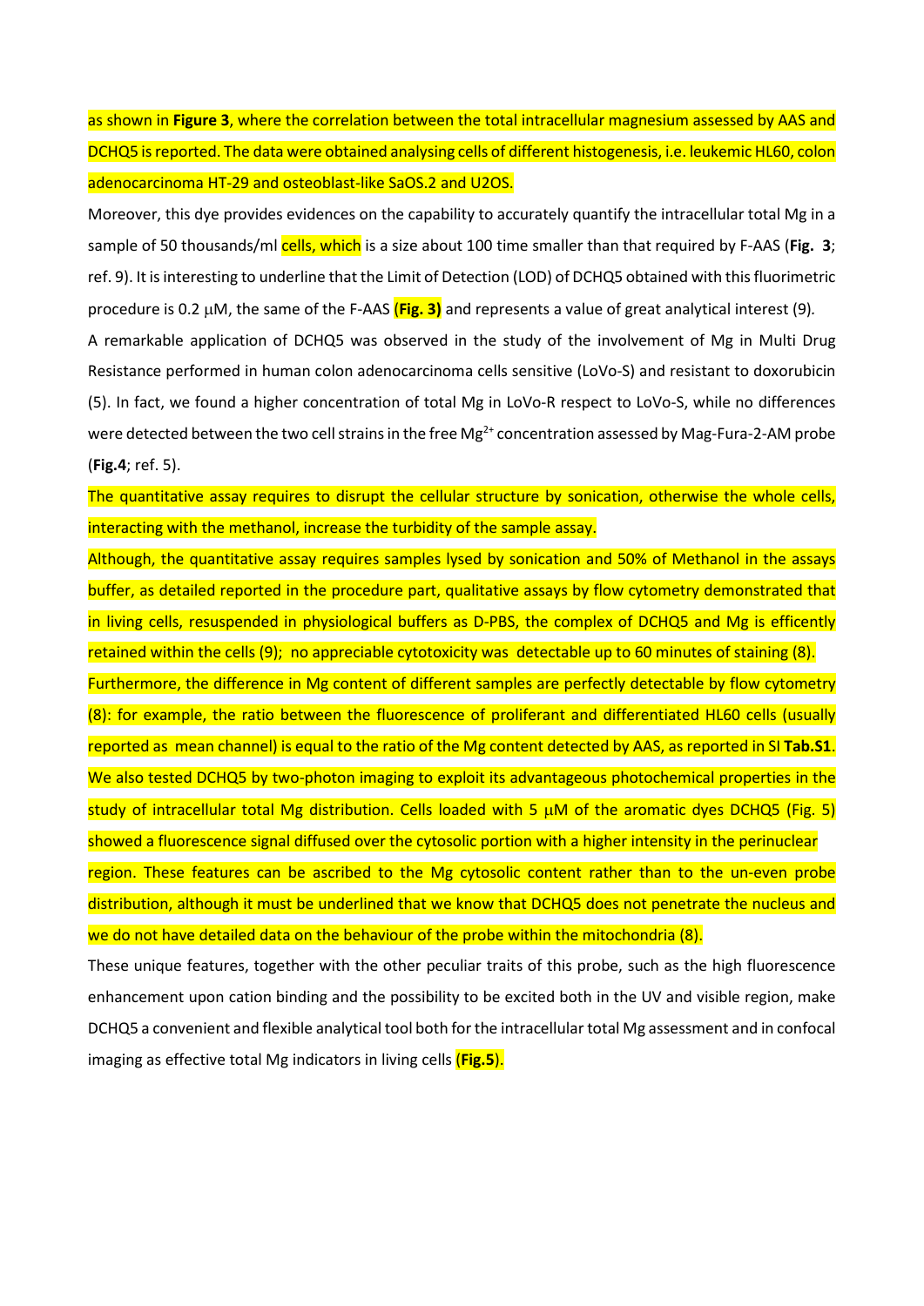as shown in **Figure 3**, where the correlation between the total intracellular magnesium assessed by AAS and DCHQ5 is reported. The data were obtained analysing cells of different histogenesis, i.e. leukemic HL60, colon adenocarcinoma HT-29 and osteoblast-like SaOS.2 and U2OS.

Moreover, this dye provides evidences on the capability to accurately quantify the intracellular total Mg in a sample of 50 thousands/ml cells, which is a size about 100 time smaller than that required by F-AAS (**Fig. 3**; ref. 9). It is interesting to underline that the Limit of Detection (LOD) of DCHQ5 obtained with this fluorimetric procedure is 0.2 μM, the same of the F-AAS **(Fig. 3)** and represents a value of great analytical interest (9).

A remarkable application of DCHQ5 was observed in the study of the involvement of Mg in Multi Drug Resistance performed in human colon adenocarcinoma cells sensitive (LoVo-S) and resistant to doxorubicin (5). In fact, we found a higher concentration of total Mg in LoVo-R respect to LoVo-S, while no differences were detected between the two cell strains in the free $Mg^{2+}$ concentration assessed by Mag-Fura-2-AM probe (**Fig.4**; ref. 5).

The quantitative assay requires to disrupt the cellular structure by sonication, otherwise the whole cells, interacting with the methanol, increase the turbidity of the sample assay.

Although, the quantitative assay requires samples lysed by sonication and 50% of Methanol in the assays buffer, as detailed reported in the procedure part, qualitative assays by flow cytometry demonstrated that in living cells, resuspended in physiological buffers as D-PBS, the complex of DCHQ5 and Mg is efficently retained within the cells (9); no appreciable cytotoxicity was detectable up to 60 minutes of staining (8).

Furthermore, the difference in Mg content of different samples are perfectly detectable by flow cytometry (8): for example, the ratio between the fluorescence of proliferant and differentiated HL60 cells (usually reported as mean channel) is equal to the ratio of the Mg content detected by AAS, as reported in SI **Tab.S1**.

We also tested DCHQ5 by two-photon imaging to exploit its advantageous photochemical properties in the study of intracellular total Mg distribution. Cells loaded with 5 μM of the aromatic dyes DCHQ5 (Fig. 5) showed a fluorescence signal diffused over the cytosolic portion with a higher intensity in the perinuclear region. These features can be ascribed to the Mg cytosolic content rather than to the un-even probe distribution, although it must be underlined that we know that DCHQ5 does not penetrate the nucleus and we do not have detailed data on the behaviour of the probe within the mitochondria (8).

These unique features, together with the other peculiar traits of this probe, such as the high fluorescence enhancement upon cation binding and the possibility to be excited both in the UV and visible region, make DCHQ5 a convenient and flexible analytical tool both for the intracellular total Mg assessment and in confocal imaging as effective total Mg indicators in living cells (**Fig.5**).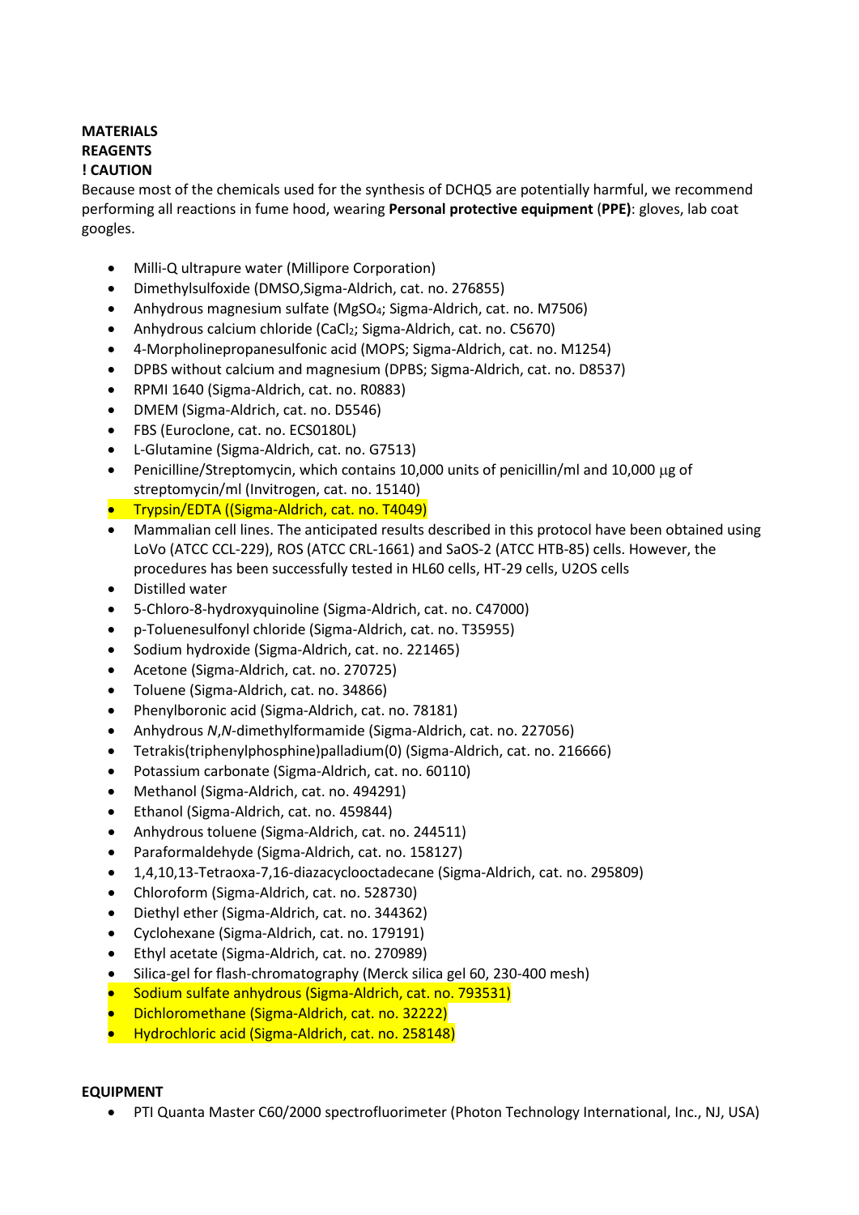**MATERIALS**

**REAGENTS**

**! CAUTION**

Because most of the chemicals used for the synthesis of DCHQ5 are potentially harmful, we recommend performing all reactions in fume hood, wearing **Personal protective equipment** (**PPE**): gloves, lab coat googles.

- Milli-Q ultrapure water (Millipore Corporation)
- Dimethylsulfoxide (DMSO,Sigma-Aldrich, cat. no. 276855)
- Anhydrous magnesium sulfate ($MgSO_4$; Sigma-Aldrich, cat. no. M7506)
- Anhydrous calcium chloride ($CaCl_2$; Sigma-Aldrich, cat. no. C5670)
- 4-Morpholinepropanesulfonic acid (MOPS; Sigma-Aldrich, cat. no. M1254)
- DPBS without calcium and magnesium (DPBS; Sigma-Aldrich, cat. no. D8537)
- RPMI 1640 (Sigma-Aldrich, cat. no. R0883)
- DMEM (Sigma-Aldrich, cat. no. D5546)
- FBS (Euroclone, cat. no. ECS0180L)
- L-Glutamine (Sigma-Aldrich, cat. no. G7513)
- Penicilline/Streptomycin, which contains 10,000 units of penicillin/ml and 10,000 μg of streptomycin/ml (Invitrogen, cat. no. 15140)
- Trypsin/EDTA ((Sigma-Aldrich, cat. no. T4049)
- Mammalian cell lines. The anticipated results described in this protocol have been obtained using LoVo (ATCC CCL-229), ROS (ATCC CRL-1661) and SaOS-2 (ATCC HTB-85) cells. However, the procedures has been successfully tested in HL60 cells, HT-29 cells, U2OS cells
- Distilled water
- 5-Chloro-8-hydroxyquinoline (Sigma-Aldrich, cat. no. C47000)
- p-Toluenesulfonyl chloride (Sigma-Aldrich, cat. no. T35955)
- Sodium hydroxide (Sigma-Aldrich, cat. no. 221465)
- Acetone (Sigma-Aldrich, cat. no. 270725)
- Toluene (Sigma-Aldrich, cat. no. 34866)
- Phenylboronic acid (Sigma-Aldrich, cat. no. 78181)
- Anhydrous *N*,*N*-dimethylformamide (Sigma-Aldrich, cat. no. 227056)
- Tetrakis(triphenylphosphine)palladium(0) (Sigma-Aldrich, cat. no. 216666)
- Potassium carbonate (Sigma-Aldrich, cat. no. 60110)
- Methanol (Sigma-Aldrich, cat. no. 494291)
- Ethanol (Sigma-Aldrich, cat. no. 459844)
- Anhydrous toluene (Sigma-Aldrich, cat. no. 244511)
- Paraformaldehyde (Sigma-Aldrich, cat. no. 158127)
- 1,4,10,13-Tetraoxa-7,16-diazacyclooctadecane (Sigma-Aldrich, cat. no. 295809)
- Chloroform (Sigma-Aldrich, cat. no. 528730)
- Diethyl ether (Sigma-Aldrich, cat. no. 344362)
- Cyclohexane (Sigma-Aldrich, cat. no. 179191)
- Ethyl acetate (Sigma-Aldrich, cat. no. 270989)
- Silica-gel for flash-chromatography (Merck silica gel 60, 230-400 mesh)
- Sodium sulfate anhydrous (Sigma-Aldrich, cat. no. 793531)
- Dichloromethane (Sigma-Aldrich, cat. no. 32222)
- Hydrochloric acid (Sigma-Aldrich, cat. no. 258148)

**EQUIPMENT**

- PTI Quanta Master C60/2000 spectrofluorimeter (Photon Technology International, Inc., NJ, USA)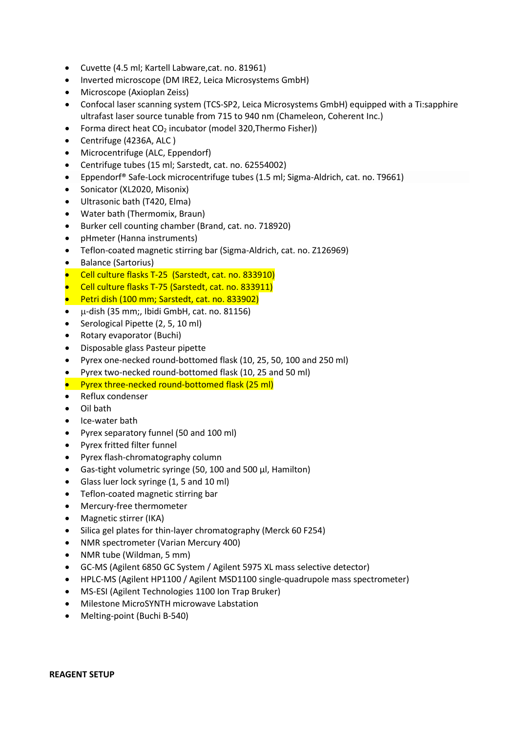- Cuvette (4.5 ml; Kartell Labware,cat. no. 81961)
- Inverted microscope (DM IRE2, Leica Microsystems GmbH)
- Microscope (Axioplan Zeiss)
- Confocal laser scanning system (TCS-SP2, Leica Microsystems GmbH) equipped with a Ti:sapphire ultrafast laser source tunable from 715 to 940 nm (Chameleon, Coherent Inc.)
- Forma direct heat $CO_2$ incubator (model 320,Thermo Fisher))
- Centrifuge (4236A, ALC )
- Microcentrifuge (ALC, Eppendorf)
- Centrifuge tubes (15 ml; Sarstedt, cat. no. 62554002)
- Eppendorf® Safe-Lock microcentrifuge tubes (1.5 ml; Sigma-Aldrich, cat. no. T9661)
- Sonicator (XL2020, Misonix)
- Ultrasonic bath (T420, Elma)
- Water bath (Thermomix, Braun)
- Burker cell counting chamber (Brand, cat. no. 718920)
- pHmeter (Hanna instruments)
- Teflon-coated magnetic stirring bar (Sigma-Aldrich, cat. no. Z126969)
- Balance (Sartorius)
- Cell culture flasks T-25 (Sarstedt, cat. no. 833910)
- Cell culture flasks T-75 (Sarstedt, cat. no. 833911)
- Petri dish (100 mm; Sarstedt, cat. no. 833902)
- μ-dish (35 mm;, Ibidi GmbH, cat. no. 81156)
- Serological Pipette (2, 5, 10 ml)
- Rotary evaporator (Buchi)
- Disposable glass Pasteur pipette
- Pyrex one-necked round-bottomed flask (10, 25, 50, 100 and 250 ml)
- Pyrex two-necked round-bottomed flask (10, 25 and 50 ml)
- Pyrex three-necked round-bottomed flask (25 ml)
- Reflux condenser
- Oil bath
- Ice-water bath
- Pyrex separatory funnel (50 and 100 ml)
- Pyrex fritted filter funnel
- Pyrex flash-chromatography column
- Gas-tight volumetric syringe (50, 100 and 500 μl, Hamilton)
- Glass luer lock syringe (1, 5 and 10 ml)
- Teflon-coated magnetic stirring bar
- Mercury-free thermometer
- Magnetic stirrer (IKA)
- Silica gel plates for thin-layer chromatography (Merck 60 F254)
- NMR spectrometer (Varian Mercury 400)
- NMR tube (Wildman, 5 mm)
- GC-MS (Agilent 6850 GC System / Agilent 5975 XL mass selective detector)
- HPLC-MS (Agilent HP1100 / Agilent MSD1100 single-quadrupole mass spectrometer)
- MS-ESI (Agilent Technologies 1100 Ion Trap Bruker)
- Milestone MicroSYNTH microwave Labstation
- Melting-point (Buchi B-540)

**REAGENT SETUP**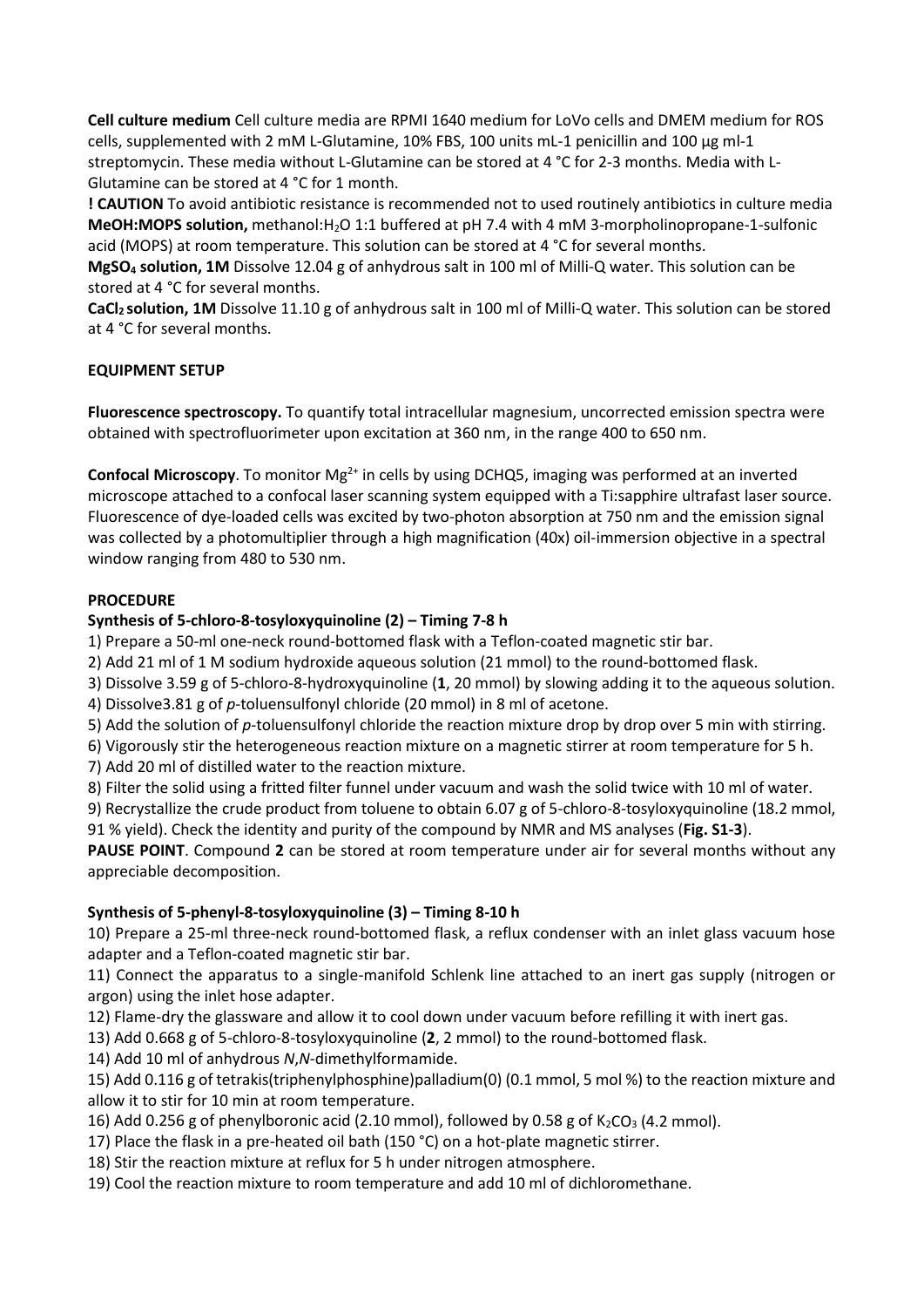**Cell culture medium** Cell culture media are RPMI 1640 medium for LoVo cells and DMEM medium for ROS cells, supplemented with 2 mM L-Glutamine, 10% FBS, 100 units mL-1 penicillin and 100 µg ml-1 streptomycin. These media without L-Glutamine can be stored at 4 °C for 2-3 months. Media with L-Glutamine can be stored at 4 °C for 1 month.

**! CAUTION** To avoid antibiotic resistance is recommended not to used routinely antibiotics in culture media

**MeOH:MOPS solution,** methanol:$H_2O$ 1:1 buffered at pH 7.4 with 4 mM 3-morpholinopropane-1-sulfonic acid (MOPS) at room temperature. This solution can be stored at 4 °C for several months.

**$MgSO_4$ solution, 1M** Dissolve 12.04 g of anhydrous salt in 100 ml of Milli-Q water. This solution can be stored at 4 °C for several months.

**$CaCl_2$ solution, 1M** Dissolve 11.10 g of anhydrous salt in 100 ml of Milli-Q water. This solution can be stored at 4 °C for several months.

## EQUIPMENT SETUP

**Fluorescence spectroscopy.** To quantify total intracellular magnesium, uncorrected emission spectra were obtained with spectrofluorimeter upon excitation at 360 nm, in the range 400 to 650 nm.

**Confocal Microscopy**. To monitor $Mg^{2+}$ in cells by using DCHQ5, imaging was performed at an inverted microscope attached to a confocal laser scanning system equipped with a Ti:sapphire ultrafast laser source. Fluorescence of dye-loaded cells was excited by two-photon absorption at 750 nm and the emission signal was collected by a photomultiplier through a high magnification (40x) oil-immersion objective in a spectral window ranging from 480 to 530 nm.

## PROCEDURE

### Synthesis of 5-chloro-8-tosyloxyquinoline (2) – Timing 7-8 h

1) Prepare a 50-ml one-neck round-bottomed flask with a Teflon-coated magnetic stir bar.
2) Add 21 ml of 1 M sodium hydroxide aqueous solution (21 mmol) to the round-bottomed flask.
3) Dissolve 3.59 g of 5-chloro-8-hydroxyquinoline (**1**, 20 mmol) by slowing adding it to the aqueous solution.
4) Dissolve3.81 g of *p*-toluensulfonyl chloride (20 mmol) in 8 ml of acetone.
5) Add the solution of *p*-toluensulfonyl chloride the reaction mixture drop by drop over 5 min with stirring.
6) Vigorously stir the heterogeneous reaction mixture on a magnetic stirrer at room temperature for 5 h.
7) Add 20 ml of distilled water to the reaction mixture.
8) Filter the solid using a fritted filter funnel under vacuum and wash the solid twice with 10 ml of water.
9) Recrystallize the crude product from toluene to obtain 6.07 g of 5-chloro-8-tosyloxyquinoline (18.2 mmol, 91 % yield). Check the identity and purity of the compound by NMR and MS analyses (**Fig. S1-3**).

**PAUSE POINT**. Compound **2** can be stored at room temperature under air for several months without any appreciable decomposition.

### Synthesis of 5-phenyl-8-tosyloxyquinoline (3) – Timing 8-10 h

10) Prepare a 25-ml three-neck round-bottomed flask, a reflux condenser with an inlet glass vacuum hose adapter and a Teflon-coated magnetic stir bar.
11) Connect the apparatus to a single-manifold Schlenk line attached to an inert gas supply (nitrogen or argon) using the inlet hose adapter.
12) Flame-dry the glassware and allow it to cool down under vacuum before refilling it with inert gas.
13) Add 0.668 g of 5-chloro-8-tosyloxyquinoline (**2**, 2 mmol) to the round-bottomed flask.
14) Add 10 ml of anhydrous *N*,*N*-dimethylformamide.
15) Add 0.116 g of tetrakis(triphenylphosphine)palladium(0) (0.1 mmol, 5 mol %) to the reaction mixture and allow it to stir for 10 min at room temperature.
16) Add 0.256 g of phenylboronic acid (2.10 mmol), followed by 0.58 g of $K_2CO_3$ (4.2 mmol).
17) Place the flask in a pre-heated oil bath (150 °C) on a hot-plate magnetic stirrer.
18) Stir the reaction mixture at reflux for 5 h under nitrogen atmosphere.
19) Cool the reaction mixture to room temperature and add 10 ml of dichloromethane.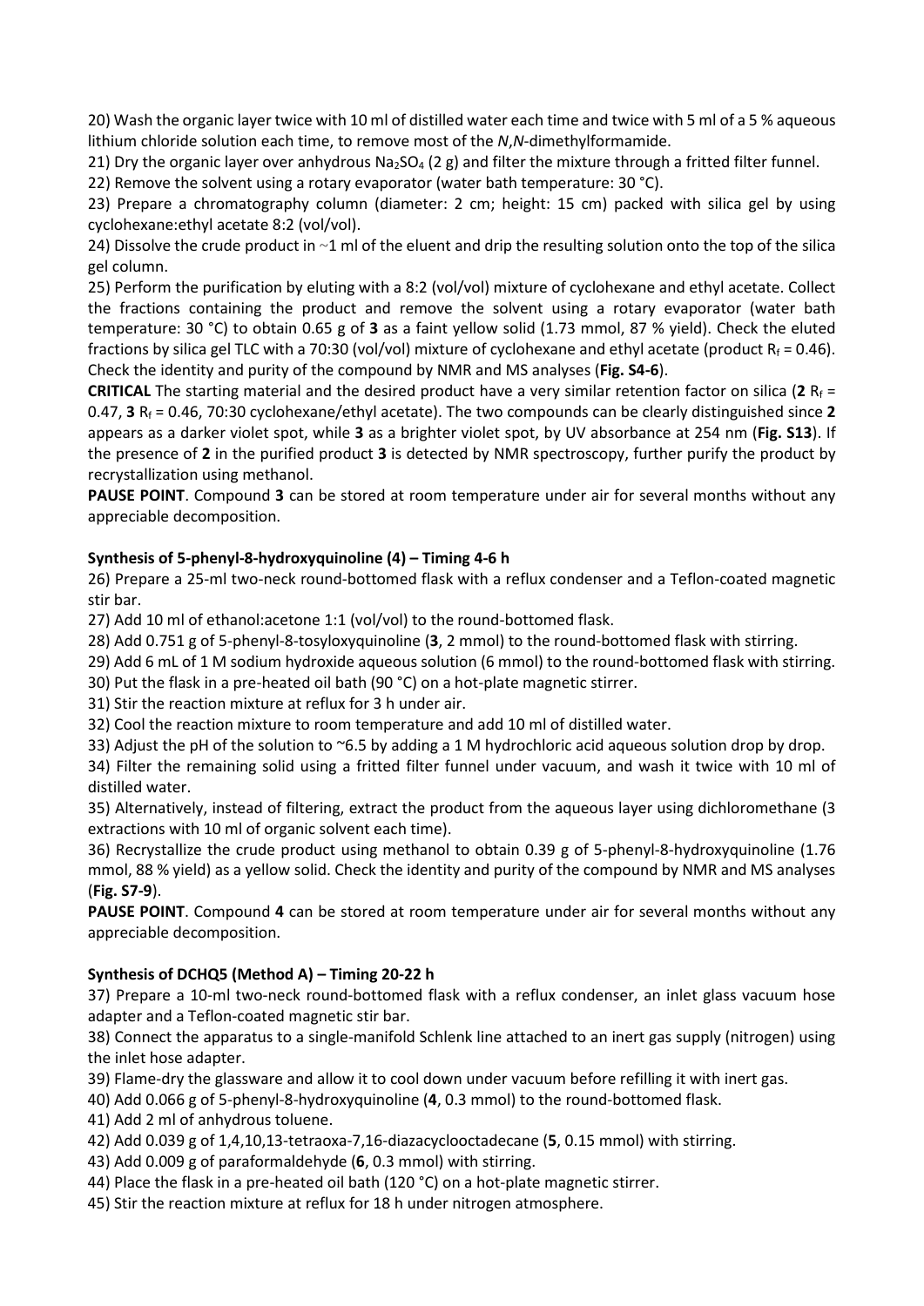20) Wash the organic layer twice with 10 ml of distilled water each time and twice with 5 ml of a 5 % aqueous lithium chloride solution each time, to remove most of the *N*,*N*-dimethylformamide.

21) Dry the organic layer over anhydrous $Na_2SO_4$ (2 g) and filter the mixture through a fritted filter funnel.

22) Remove the solvent using a rotary evaporator (water bath temperature: 30 °C).

23) Prepare a chromatography column (diameter: 2 cm; height: 15 cm) packed with silica gel by using cyclohexane:ethyl acetate 8:2 (vol/vol).

24) Dissolve the crude product in ~1 ml of the eluent and drip the resulting solution onto the top of the silica gel column.

25) Perform the purification by eluting with a 8:2 (vol/vol) mixture of cyclohexane and ethyl acetate. Collect the fractions containing the product and remove the solvent using a rotary evaporator (water bath temperature: 30 °C) to obtain 0.65 g of **3** as a faint yellow solid (1.73 mmol, 87 % yield). Check the eluted fractions by silica gel TLC with a 70:30 (vol/vol) mixture of cyclohexane and ethyl acetate (product $R_f$ = 0.46). Check the identity and purity of the compound by NMR and MS analyses (**Fig. S4-6**).

**CRITICAL** The starting material and the desired product have a very similar retention factor on silica (**2** $R_f$ = 0.47, **3** $R_f$ = 0.46, 70:30 cyclohexane/ethyl acetate). The two compounds can be clearly distinguished since **2** appears as a darker violet spot, while **3** as a brighter violet spot, by UV absorbance at 254 nm (**Fig. S13**). If the presence of **2** in the purified product **3** is detected by NMR spectroscopy, further purify the product by recrystallization using methanol.

**PAUSE POINT**. Compound **3** can be stored at room temperature under air for several months without any appreciable decomposition.

**Synthesis of 5-phenyl-8-hydroxyquinoline (4) – Timing 4-6 h**

26) Prepare a 25-ml two-neck round-bottomed flask with a reflux condenser and a Teflon-coated magnetic stir bar.

27) Add 10 ml of ethanol:acetone 1:1 (vol/vol) to the round-bottomed flask.

28) Add 0.751 g of 5-phenyl-8-tosyloxyquinoline (**3**, 2 mmol) to the round-bottomed flask with stirring.

29) Add 6 mL of 1 M sodium hydroxide aqueous solution (6 mmol) to the round-bottomed flask with stirring.

30) Put the flask in a pre-heated oil bath (90 °C) on a hot-plate magnetic stirrer.

31) Stir the reaction mixture at reflux for 3 h under air.

32) Cool the reaction mixture to room temperature and add 10 ml of distilled water.

33) Adjust the pH of the solution to ~6.5 by adding a 1 M hydrochloric acid aqueous solution drop by drop.

34) Filter the remaining solid using a fritted filter funnel under vacuum, and wash it twice with 10 ml of distilled water.

35) Alternatively, instead of filtering, extract the product from the aqueous layer using dichloromethane (3 extractions with 10 ml of organic solvent each time).

36) Recrystallize the crude product using methanol to obtain 0.39 g of 5-phenyl-8-hydroxyquinoline (1.76 mmol, 88 % yield) as a yellow solid. Check the identity and purity of the compound by NMR and MS analyses (**Fig. S7-9**).

**PAUSE POINT**. Compound **4** can be stored at room temperature under air for several months without any appreciable decomposition.

**Synthesis of DCHQ5 (Method A) – Timing 20-22 h**

37) Prepare a 10-ml two-neck round-bottomed flask with a reflux condenser, an inlet glass vacuum hose adapter and a Teflon-coated magnetic stir bar.

38) Connect the apparatus to a single-manifold Schlenk line attached to an inert gas supply (nitrogen) using the inlet hose adapter.

39) Flame-dry the glassware and allow it to cool down under vacuum before refilling it with inert gas.

40) Add 0.066 g of 5-phenyl-8-hydroxyquinoline (**4**, 0.3 mmol) to the round-bottomed flask.

41) Add 2 ml of anhydrous toluene.

42) Add 0.039 g of 1,4,10,13-tetraoxa-7,16-diazacyclooctadecane (**5**, 0.15 mmol) with stirring.

43) Add 0.009 g of paraformaldehyde (**6**, 0.3 mmol) with stirring.

44) Place the flask in a pre-heated oil bath (120 °C) on a hot-plate magnetic stirrer.

45) Stir the reaction mixture at reflux for 18 h under nitrogen atmosphere.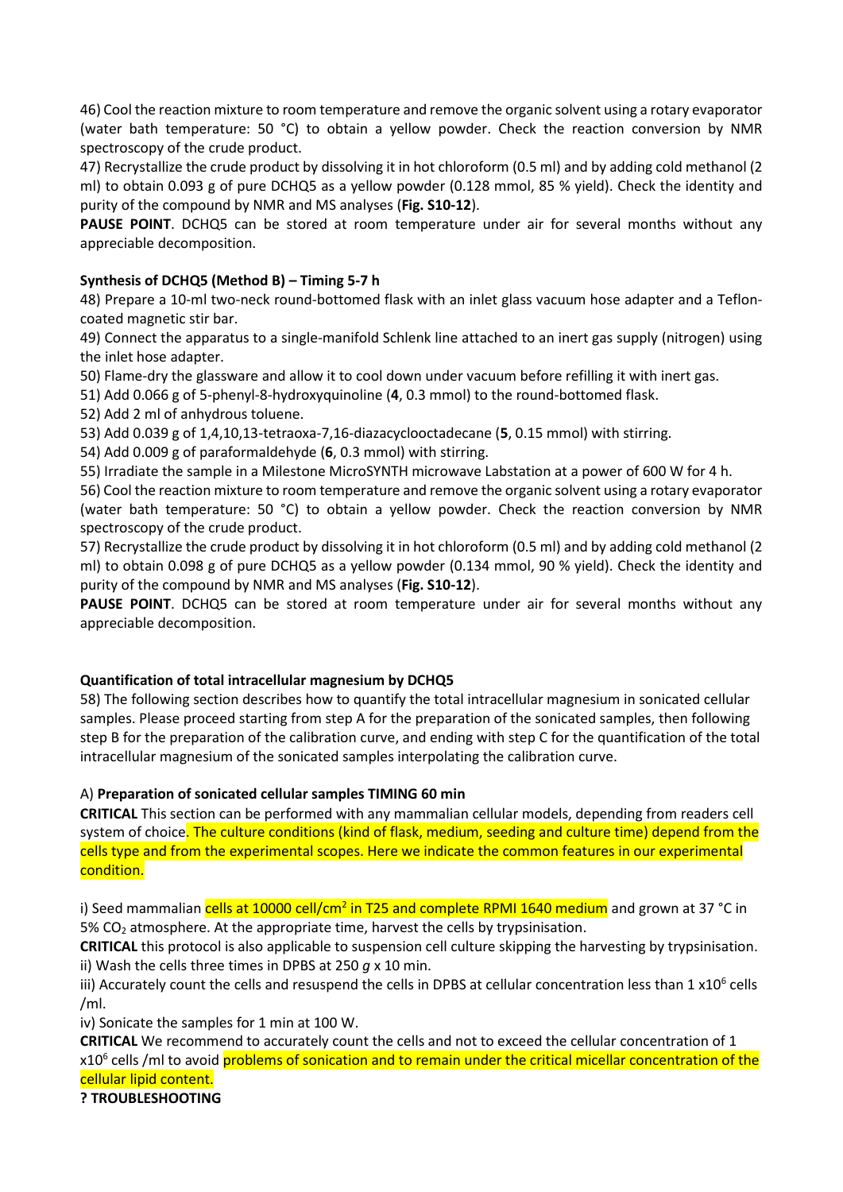46) Cool the reaction mixture to room temperature and remove the organic solvent using a rotary evaporator (water bath temperature: 50 °C) to obtain a yellow powder. Check the reaction conversion by NMR spectroscopy of the crude product.

47) Recrystallize the crude product by dissolving it in hot chloroform (0.5 ml) and by adding cold methanol (2 ml) to obtain 0.093 g of pure DCHQ5 as a yellow powder (0.128 mmol, 85 % yield). Check the identity and purity of the compound by NMR and MS analyses (**Fig. S10-12**).

**PAUSE POINT**. DCHQ5 can be stored at room temperature under air for several months without any appreciable decomposition.

**Synthesis of DCHQ5 (Method B) – Timing 5-7 h**

48) Prepare a 10-ml two-neck round-bottomed flask with an inlet glass vacuum hose adapter and a Teflon-coated magnetic stir bar.

49) Connect the apparatus to a single-manifold Schlenk line attached to an inert gas supply (nitrogen) using the inlet hose adapter.

50) Flame-dry the glassware and allow it to cool down under vacuum before refilling it with inert gas.

51) Add 0.066 g of 5-phenyl-8-hydroxyquinoline (**4**, 0.3 mmol) to the round-bottomed flask.

52) Add 2 ml of anhydrous toluene.

53) Add 0.039 g of 1,4,10,13-tetraoxa-7,16-diazacyclooctadecane (**5**, 0.15 mmol) with stirring.

54) Add 0.009 g of paraformaldehyde (**6**, 0.3 mmol) with stirring.

55) Irradiate the sample in a Milestone MicroSYNTH microwave Labstation at a power of 600 W for 4 h.

56) Cool the reaction mixture to room temperature and remove the organic solvent using a rotary evaporator (water bath temperature: 50 °C) to obtain a yellow powder. Check the reaction conversion by NMR spectroscopy of the crude product.

57) Recrystallize the crude product by dissolving it in hot chloroform (0.5 ml) and by adding cold methanol (2 ml) to obtain 0.098 g of pure DCHQ5 as a yellow powder (0.134 mmol, 90 % yield). Check the identity and purity of the compound by NMR and MS analyses (**Fig. S10-12**).

**PAUSE POINT**. DCHQ5 can be stored at room temperature under air for several months without any appreciable decomposition.

**Quantification of total intracellular magnesium by DCHQ5**

58) The following section describes how to quantify the total intracellular magnesium in sonicated cellular samples. Please proceed starting from step A for the preparation of the sonicated samples, then following step B for the preparation of the calibration curve, and ending with step C for the quantification of the total intracellular magnesium of the sonicated samples interpolating the calibration curve.

A) **Preparation of sonicated cellular samples TIMING 60 min**

**CRITICAL** This section can be performed with any mammalian cellular models, depending from readers cell system of choice. The culture conditions (kind of flask, medium, seeding and culture time) depend from the cells type and from the experimental scopes. Here we indicate the common features in our experimental condition.

i) Seed mammalian cells at 10000 cell/cm$^2$ in T25 and complete RPMI 1640 medium and grown at 37 °C in 5% $CO_2$ atmosphere. At the appropriate time, harvest the cells by trypsinisation.

**CRITICAL** this protocol is also applicable to suspension cell culture skipping the harvesting by trypsinisation.

ii) Wash the cells three times in DPBS at 250 *g* x 10 min.

iii) Accurately count the cells and resuspend the cells in DPBS at cellular concentration less than 1 x$10^6$ cells /ml.

iv) Sonicate the samples for 1 min at 100 W.

**CRITICAL** We recommend to accurately count the cells and not to exceed the cellular concentration of 1 x$10^6$ cells /ml to avoid problems of sonication and to remain under the critical micellar concentration of the cellular lipid content.

**? TROUBLESHOOTING**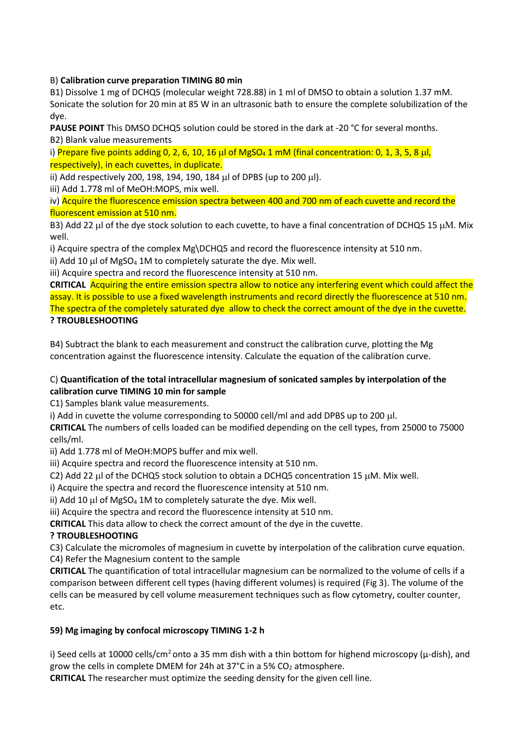B) **Calibration curve preparation TIMING 80 min**

B1) Dissolve 1 mg of DCHQ5 (molecular weight 728.88) in 1 ml of DMSO to obtain a solution 1.37 mM. Sonicate the solution for 20 min at 85 W in an ultrasonic bath to ensure the complete solubilization of the dye.

**PAUSE POINT** This DMSO DCHQ5 solution could be stored in the dark at -20 °C for several months.

B2) Blank value measurements

i) Prepare five points adding 0, 2, 6, 10, 16 μl of $MgSO_4$ 1 mM (final concentration: 0, 1, 3, 5, 8 μl, respectively), in each cuvettes, in duplicate.

ii) Add respectively 200, 198, 194, 190, 184 μl of DPBS (up to 200 μl).

iii) Add 1.778 ml of MeOH:MOPS, mix well.

iv) Acquire the fluorescence emission spectra between 400 and 700 nm of each cuvette and record the fluorescent emission at 510 nm.

B3) Add 22 μl of the dye stock solution to each cuvette, to have a final concentration of DCHQ5 15 μM. Mix well.

i) Acquire spectra of the complex Mg\DCHQ5 and record the fluorescence intensity at 510 nm.

ii) Add 10 μl of $MgSO_4$ 1M to completely saturate the dye. Mix well.

iii) Acquire spectra and record the fluorescence intensity at 510 nm.

**CRITICAL** Acquiring the entire emission spectra allow to notice any interfering event which could affect the assay. It is possible to use a fixed wavelength instruments and record directly the fluorescence at 510 nm. The spectra of the completely saturated dye allow to check the correct amount of the dye in the cuvette.

**? TROUBLESHOOTING**

B4) Subtract the blank to each measurement and construct the calibration curve, plotting the Mg concentration against the fluorescence intensity. Calculate the equation of the calibration curve.

C) **Quantification of the total intracellular magnesium of sonicated samples by interpolation of the calibration curve TIMING 10 min for sample**

C1) Samples blank value measurements.

i) Add in cuvette the volume corresponding to 50000 cell/ml and add DPBS up to 200 μl.

**CRITICAL** The numbers of cells loaded can be modified depending on the cell types, from 25000 to 75000 cells/ml.

ii) Add 1.778 ml of MeOH:MOPS buffer and mix well.

iii) Acquire spectra and record the fluorescence intensity at 510 nm.

C2) Add 22 μl of the DCHQ5 stock solution to obtain a DCHQ5 concentration 15 μM. Mix well.

i) Acquire the spectra and record the fluorescence intensity at 510 nm.

ii) Add 10 μl of $MgSO_4$ 1M to completely saturate the dye. Mix well.

iii) Acquire the spectra and record the fluorescence intensity at 510 nm.

**CRITICAL** This data allow to check the correct amount of the dye in the cuvette.

**? TROUBLESHOOTING**

C3) Calculate the micromoles of magnesium in cuvette by interpolation of the calibration curve equation.

C4) Refer the Magnesium content to the sample

**CRITICAL** The quantification of total intracellular magnesium can be normalized to the volume of cells if a comparison between different cell types (having different volumes) is required (Fig 3). The volume of the cells can be measured by cell volume measurement techniques such as flow cytometry, coulter counter, etc.

**59) Mg imaging by confocal microscopy TIMING 1-2 h**

i) Seed cells at 10000 cells/$cm^2$ onto a 35 mm dish with a thin bottom for highend microscopy (μ-dish), and grow the cells in complete DMEM for 24h at 37°C in a 5% $CO_2$ atmosphere.

**CRITICAL** The researcher must optimize the seeding density for the given cell line.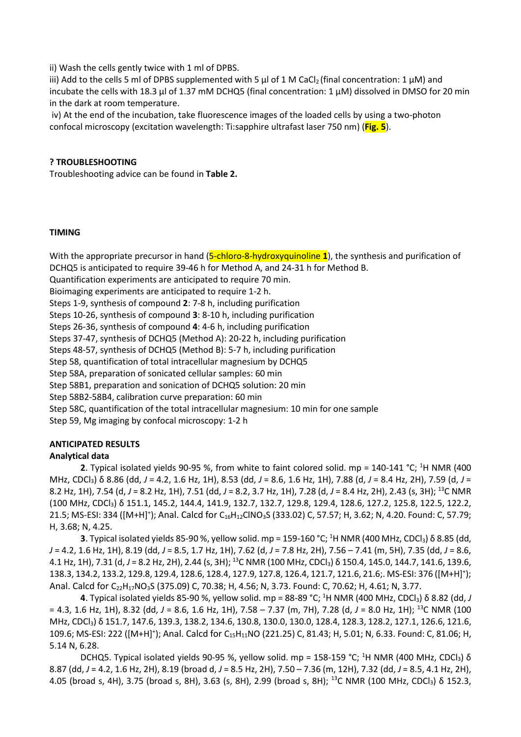ii) Wash the cells gently twice with 1 ml of DPBS.

iii) Add to the cells 5 ml of DPBS supplemented with 5 µl of 1 M $CaCl_2$ (final concentration: 1 µM) and incubate the cells with 18.3 µl of 1.37 mM DCHQ5 (final concentration: 1 µM) dissolved in DMSO for 20 min in the dark at room temperature.

iv) At the end of the incubation, take fluorescence images of the loaded cells by using a two-photon confocal microscopy (excitation wavelength: Ti:sapphire ultrafast laser 750 nm) (**Fig. 5**).

### ? TROUBLESHOOTING

Troubleshooting advice can be found in **Table 2.**

### TIMING

With the appropriate precursor in hand (5-chloro-8-hydroxyquinoline **1**), the synthesis and purification of DCHQ5 is anticipated to require 39-46 h for Method A, and 24-31 h for Method B.
Quantification experiments are anticipated to require 70 min.
Bioimaging experiments are anticipated to require 1-2 h.
Steps 1-9, synthesis of compound **2**: 7-8 h, including purification
Steps 10-26, synthesis of compound **3**: 8-10 h, including purification
Steps 26-36, synthesis of compound **4**: 4-6 h, including purification
Steps 37-47, synthesis of DCHQ5 (Method A): 20-22 h, including purification
Steps 48-57, synthesis of DCHQ5 (Method B): 5-7 h, including purification
Step 58, quantification of total intracellular magnesium by DCHQ5
Step 58A, preparation of sonicated cellular samples: 60 min
Step 58B1, preparation and sonication of DCHQ5 solution: 20 min
Step 58B2-58B4, calibration curve preparation: 60 min
Step 58C, quantification of the total intracellular magnesium: 10 min for one sample
Step 59, Mg imaging by confocal microscopy: 1-2 h

### ANTICIPATED RESULTS

#### Analytical data

**2**. Typical isolated yields 90-95 %, from white to faint colored solid. mp = 140-141 °C; $^{1}$H NMR (400 MHz, $CDCl_3$) δ 8.86 (dd, *J* = 4.2, 1.6 Hz, 1H), 8.53 (dd, *J* = 8.6, 1.6 Hz, 1H), 7.88 (d, *J* = 8.4 Hz, 2H), 7.59 (d, *J* = 8.2 Hz, 1H), 7.54 (d, *J* = 8.2 Hz, 1H), 7.51 (dd, *J* = 8.2, 3.7 Hz, 1H), 7.28 (d, *J* = 8.4 Hz, 2H), 2.43 (s, 3H); $^{13}$C NMR (100 MHz, $CDCl_3$) δ 151.1, 145.2, 144.4, 141.9, 132.7, 132.7, 129.8, 129.4, 128.6, 127.2, 125.8, 122.5, 122.2, 21.5; MS-ESI: 334 ([M+H]$^+$); Anal. Calcd for $C_{16}H_{12}ClNO_3S$ (333.02) C, 57.57; H, 3.62; N, 4.20. Found: C, 57.79; H, 3.68; N, 4.25.

**3**. Typical isolated yields 85-90 %, yellow solid. mp = 159-160 °C; $^{1}$H NMR (400 MHz, $CDCl_3$) δ 8.85 (dd, *J* = 4.2, 1.6 Hz, 1H), 8.19 (dd, *J* = 8.5, 1.7 Hz, 1H), 7.62 (d, *J* = 7.8 Hz, 2H), 7.56 – 7.41 (m, 5H), 7.35 (dd, *J* = 8.6, 4.1 Hz, 1H), 7.31 (d, *J* = 8.2 Hz, 2H), 2.44 (s, 3H); $^{13}$C NMR (100 MHz, $CDCl_3$) δ 150.4, 145.0, 144.7, 141.6, 139.6, 138.3, 134.2, 133.2, 129.8, 129.4, 128.6, 128.4, 127.9, 127.8, 126.4, 121.7, 121.6, 21.6;. MS-ESI: 376 ([M+H]$^+$); Anal. Calcd for $C_{22}H_{17}NO_3S$ (375.09) C, 70.38; H, 4.56; N, 3.73. Found: C, 70.62; H, 4.61; N, 3.77.

**4**. Typical isolated yields 85-90 %, yellow solid. mp = 88-89 °C; $^{1}$H NMR (400 MHz, $CDCl_3$) δ 8.82 (dd, *J* = 4.3, 1.6 Hz, 1H), 8.32 (dd, *J* = 8.6, 1.6 Hz, 1H), 7.58 – 7.37 (m, 7H), 7.28 (d, *J* = 8.0 Hz, 1H); $^{13}$C NMR (100 MHz, $CDCl_3$) δ 151.7, 147.6, 139.3, 138.2, 134.6, 130.8, 130.0, 130.0, 128.4, 128.3, 128.2, 127.1, 126.6, 121.6, 109.6; MS-ESI: 222 ([M+H]$^+$); Anal. Calcd for $C_{15}H_{11}NO$ (221.25) C, 81.43; H, 5.01; N, 6.33. Found: C, 81.06; H, 5.14 N, 6.28.

DCHQ5. Typical isolated yields 90-95 %, yellow solid. mp = 158-159 °C; $^{1}$H NMR (400 MHz, $CDCl_3$) δ 8.87 (dd, *J* = 4.2, 1.6 Hz, 2H), 8.19 (broad d, *J* = 8.5 Hz, 2H), 7.50 – 7.36 (m, 12H), 7.32 (dd, *J* = 8.5, 4.1 Hz, 2H), 4.05 (broad s, 4H), 3.75 (broad s, 8H), 3.63 (s, 8H), 2.99 (broad s, 8H); $^{13}$C NMR (100 MHz, $CDCl_3$) δ 152.3,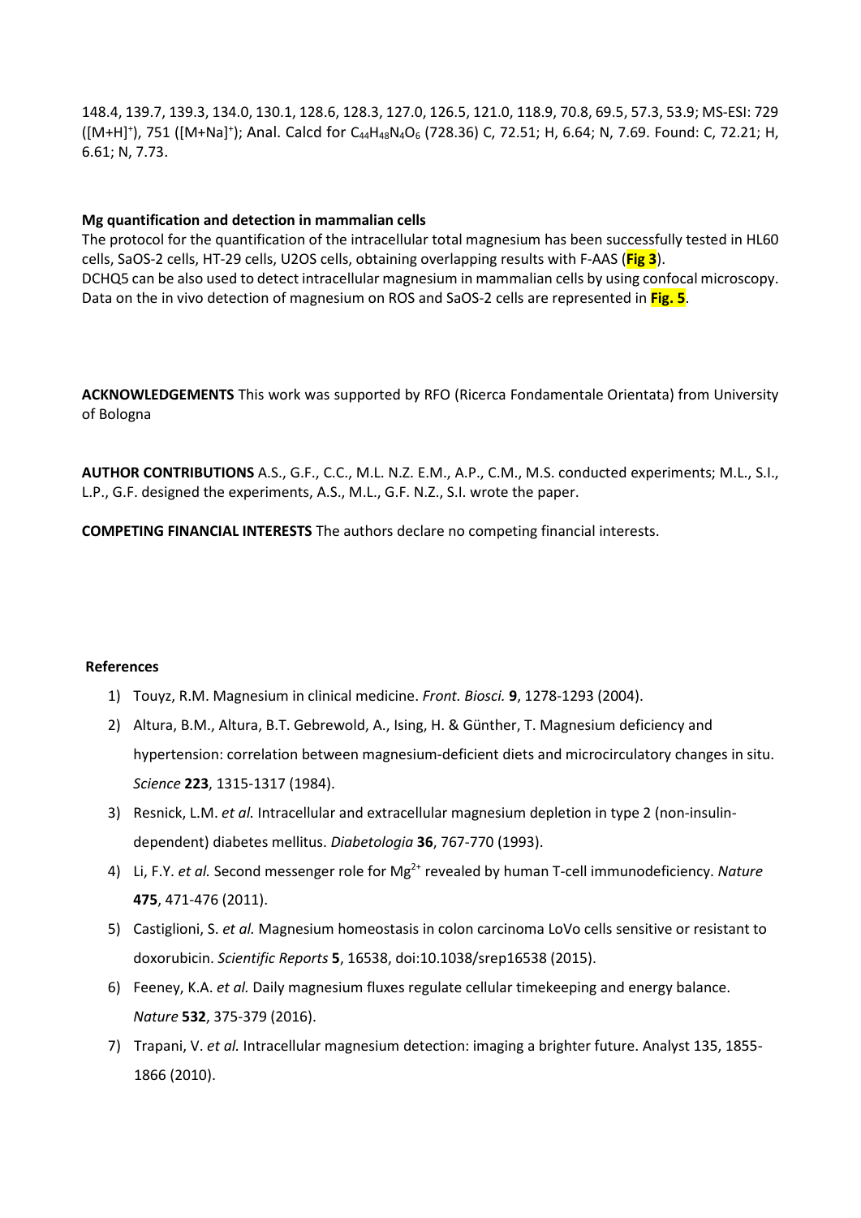148.4, 139.7, 139.3, 134.0, 130.1, 128.6, 128.3, 127.0, 126.5, 121.0, 118.9, 70.8, 69.5, 57.3, 53.9; MS-ESI: 729 ($[M+H]^+$), 751 ($[M+Na]^+$); Anal. Calcd for $C_{44}H_{48}N_4O_6$ (728.36) C, 72.51; H, 6.64; N, 7.69. Found: C, 72.21; H, 6.61; N, 7.73.

**Mg quantification and detection in mammalian cells**

The protocol for the quantification of the intracellular total magnesium has been successfully tested in HL60 cells, SaOS-2 cells, HT-29 cells, U2OS cells, obtaining overlapping results with F-AAS (**Fig 3**).
DCHQ5 can be also used to detect intracellular magnesium in mammalian cells by using confocal microscopy. Data on the in vivo detection of magnesium on ROS and SaOS-2 cells are represented in **Fig. 5**.

**ACKNOWLEDGEMENTS** This work was supported by RFO (Ricerca Fondamentale Orientata) from University of Bologna

**AUTHOR CONTRIBUTIONS** A.S., G.F., C.C., M.L. N.Z. E.M., A.P., C.M., M.S. conducted experiments; M.L., S.I., L.P., G.F. designed the experiments, A.S., M.L., G.F. N.Z., S.I. wrote the paper.

**COMPETING FINANCIAL INTERESTS** The authors declare no competing financial interests.

**References**

1) Touyz, R.M. Magnesium in clinical medicine. *Front. Biosci.* **9**, 1278-1293 (2004).
2) Altura, B.M., Altura, B.T. Gebrewold, A., Ising, H. & Günther, T. Magnesium deficiency and hypertension: correlation between magnesium-deficient diets and microcirculatory changes in situ. *Science* **223**, 1315-1317 (1984).
3) Resnick, L.M. *et al.* Intracellular and extracellular magnesium depletion in type 2 (non-insulin-dependent) diabetes mellitus. *Diabetologia* **36**, 767-770 (1993).
4) Li, F.Y. *et al.* Second messenger role for $Mg^{2+}$ revealed by human T-cell immunodeficiency. *Nature* **475**, 471-476 (2011).
5) Castiglioni, S. *et al.* Magnesium homeostasis in colon carcinoma LoVo cells sensitive or resistant to doxorubicin. *Scientific Reports* **5**, 16538, doi:10.1038/srep16538 (2015).
6) Feeney, K.A. *et al.* Daily magnesium fluxes regulate cellular timekeeping and energy balance. *Nature* **532**, 375-379 (2016).
7) Trapani, V. *et al.* Intracellular magnesium detection: imaging a brighter future. Analyst 135, 1855-1866 (2010).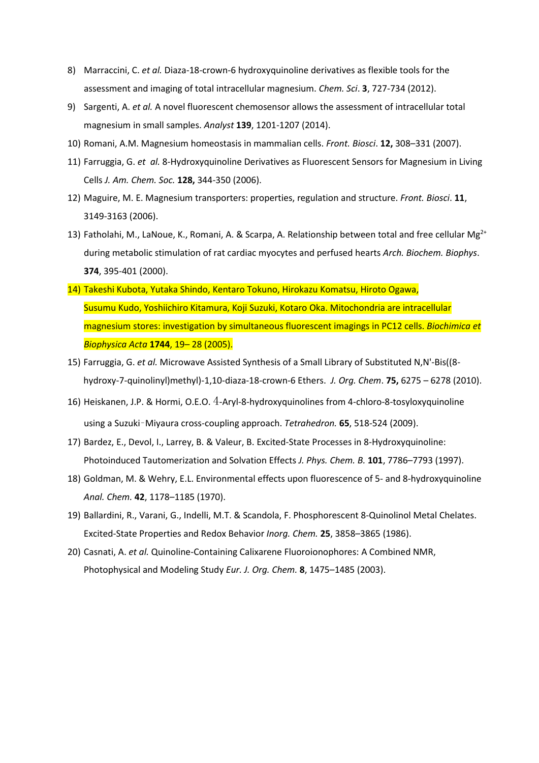8) Marraccini, C. *et al.* Diaza-18-crown-6 hydroxyquinoline derivatives as flexible tools for the assessment and imaging of total intracellular magnesium. *Chem. Sci*. **3**, 727-734 (2012).
9) Sargenti, A. *et al.* A novel fluorescent chemosensor allows the assessment of intracellular total magnesium in small samples. *Analyst* **139**, 1201-1207 (2014).
10) Romani, A.M. Magnesium homeostasis in mammalian cells. *Front. Biosci*. **12,** 308–331 (2007).
11) Farruggia, G. *et al.* 8-Hydroxyquinoline Derivatives as Fluorescent Sensors for Magnesium in Living Cells *J. Am. Chem. Soc.* **128,** 344-350 (2006).
12) Maguire, M. E. Magnesium transporters: properties, regulation and structure. *Front. Biosci*. **11**, 3149-3163 (2006).
13) Fatholahi, M., LaNoue, K., Romani, A. & Scarpa, A. Relationship between total and free cellular $Mg^{2+}$ during metabolic stimulation of rat cardiac myocytes and perfused hearts *Arch. Biochem. Biophys*. **374**, 395-401 (2000).
14) Takeshi Kubota, Yutaka Shindo, Kentaro Tokuno, Hirokazu Komatsu, Hiroto Ogawa, Susumu Kudo, Yoshiichiro Kitamura, Koji Suzuki, Kotaro Oka. Mitochondria are intracellular magnesium stores: investigation by simultaneous fluorescent imagings in PC12 cells. *Biochimica et Biophysica Acta* **1744**, 19– 28 (2005).
15) Farruggia, G. *et al.* Microwave Assisted Synthesis of a Small Library of Substituted N,N'-Bis((8-hydroxy-7-quinolinyl)methyl)-1,10-diaza-18-crown-6 Ethers. *J. Org. Chem*. **75,** 6275 – 6278 (2010).
16) Heiskanen, J.P. & Hormi, O.E.O. 4-Aryl-8-hydroxyquinolines from 4-chloro-8-tosyloxyquinoline using a Suzuki‑Miyaura cross-coupling approach. *Tetrahedron.* **65**, 518-524 (2009).
17) Bardez, E., Devol, I., Larrey, B. & Valeur, B. Excited-State Processes in 8-Hydroxyquinoline: Photoinduced Tautomerization and Solvation Effects *J. Phys. Chem. B.* **101**, 7786–7793 (1997).
18) Goldman, M. & Wehry, E.L. Environmental effects upon fluorescence of 5- and 8-hydroxyquinoline *Anal. Chem.* **42**, 1178–1185 (1970).
19) Ballardini, R., Varani, G., Indelli, M.T. & Scandola, F. Phosphorescent 8-Quinolinol Metal Chelates. Excited-State Properties and Redox Behavior *Inorg. Chem.* **25**, 3858–3865 (1986).
20) Casnati, A. *et al.* Quinoline-Containing Calixarene Fluoroionophores: A Combined NMR, Photophysical and Modeling Study *Eur. J. Org. Chem.* **8**, 1475–1485 (2003).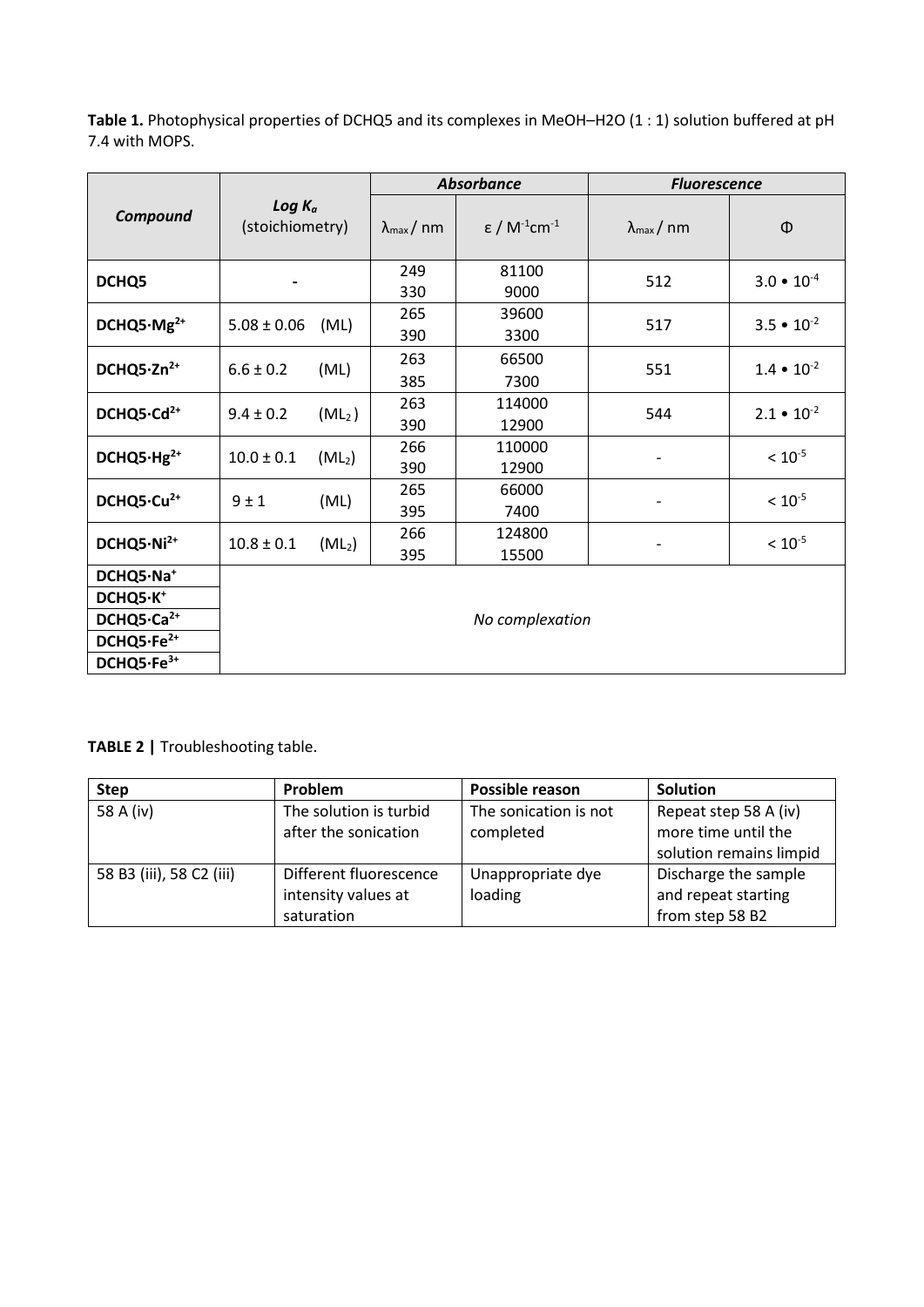**Table 1.** Photophysical properties of DCHQ5 and its complexes in MeOH–H2O (1 : 1) solution buffered at pH 7.4 with MOPS.

| ***Compound*** | ***Log $K_a$*** (stoichiometry) | ***Absorbance*** | | ***Fluorescence*** | |
|---|---|---|---|---|---|
| | | $\lambda_{max}$ / nm | $\varepsilon$ / $M^{-1}cm^{-1}$ | $\lambda_{max}$ / nm | $\Phi$ |
| **DCHQ5** | - | 249<br>330 | 81100<br>9000 | 512 | $3.0 \bullet 10^{-4}$ |
| **DCHQ5·$Mg^{2+}$** | 5.08 ± 0.06 (ML) | 265<br>390 | 39600<br>3300 | 517 | $3.5 \bullet 10^{-2}$ |
| **DCHQ5·$Zn^{2+}$** | 6.6 ± 0.2 (ML) | 263<br>385 | 66500<br>7300 | 551 | $1.4 \bullet 10^{-2}$ |
| **DCHQ5·$Cd^{2+}$** | 9.4 ± 0.2 ($ML_2$) | 263<br>390 | 114000<br>12900 | 544 | $2.1 \bullet 10^{-2}$ |
| **DCHQ5·$Hg^{2+}$** | 10.0 ± 0.1 ($ML_2$) | 266<br>390 | 110000<br>12900 | - | $< 10^{-5}$ |
| **DCHQ5·$Cu^{2+}$** | 9 ± 1 (ML) | 265<br>395 | 66000<br>7400 | - | $< 10^{-5}$ |
| **DCHQ5·$Ni^{2+}$** | 10.8 ± 0.1 ($ML_2$) | 266<br>395 | 124800<br>15500 | - | $< 10^{-5}$ |
| **DCHQ5·$Na^{+}$** | *No complexation* | | | | |
| **DCHQ5·$K^{+}$** | | | | | |
| **DCHQ5·$Ca^{2+}$** | | | | | |
| **DCHQ5·$Fe^{2+}$** | | | | | |
| **DCHQ5·$Fe^{3+}$** | | | | | |

**TABLE 2 |** Troubleshooting table.

| **Step** | **Problem** | **Possible reason** | **Solution** |
|---|---|---|---|
| 58 A (iv) | The solution is turbid after the sonication | The sonication is not completed | Repeat step 58 A (iv) more time until the solution remains limpid |
| 58 B3 (iii), 58 C2 (iii) | Different fluorescence intensity values at saturation | Unappropriate dye loading | Discharge the sample and repeat starting from step 58 B2 |